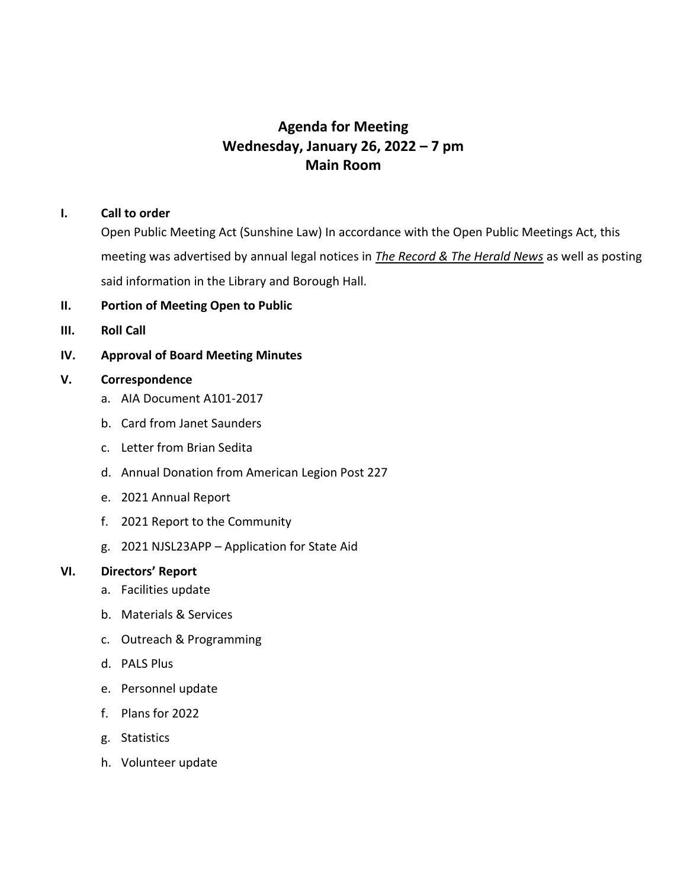# Agenda for Meeting
## Wednesday, January 26, 2022 – 7 pm
## Main Room

**I. Call to order**

Open Public Meeting Act (Sunshine Law) In accordance with the Open Public Meetings Act, this meeting was advertised by annual legal notices in ***The Record & The Herald News*** as well as posting said information in the Library and Borough Hall.

**II. Portion of Meeting Open to Public**

**III. Roll Call**

**IV. Approval of Board Meeting Minutes**

**V. Correspondence**

a. AIA Document A101-2017

b. Card from Janet Saunders

c. Letter from Brian Sedita

d. Annual Donation from American Legion Post 227

e. 2021 Annual Report

f. 2021 Report to the Community

g. 2021 NJSL23APP – Application for State Aid

**VI. Directors' Report**

a. Facilities update

b. Materials & Services

c. Outreach & Programming

d. PALS Plus

e. Personnel update

f. Plans for 2022

g. Statistics

h. Volunteer update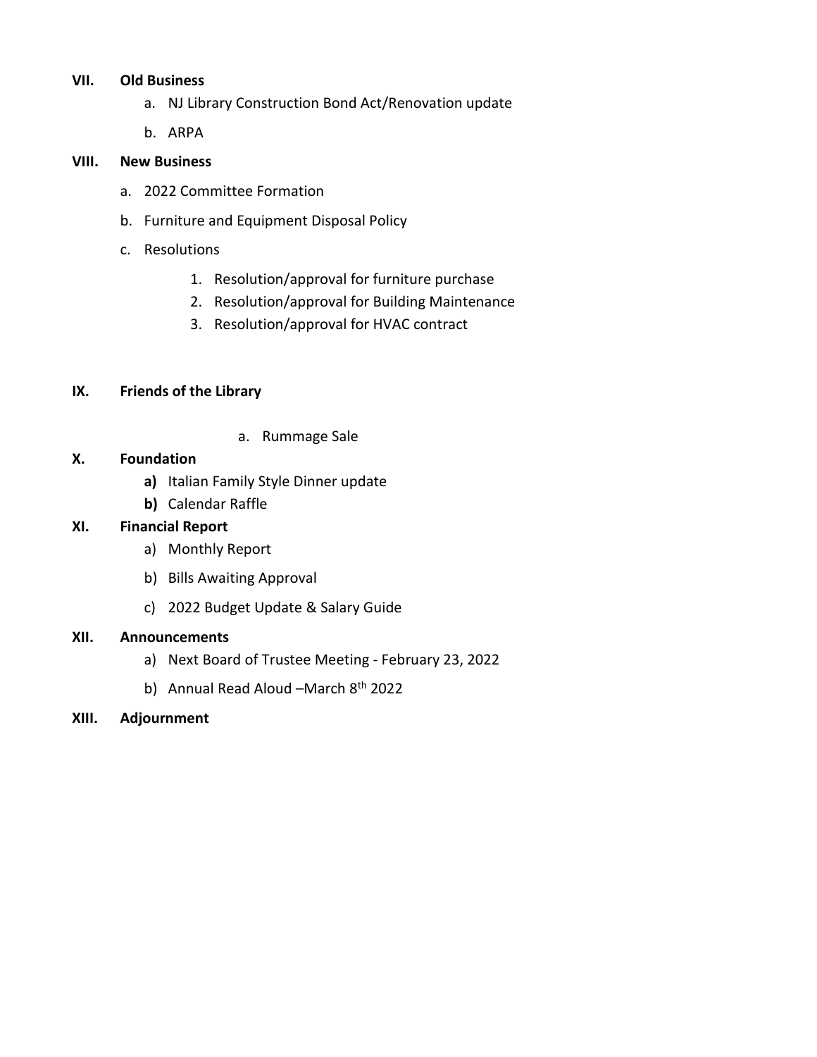**VII. Old Business**

a. NJ Library Construction Bond Act/Renovation update

b. ARPA

**VIII. New Business**

a. 2022 Committee Formation

b. Furniture and Equipment Disposal Policy

c. Resolutions

1. Resolution/approval for furniture purchase
2. Resolution/approval for Building Maintenance
3. Resolution/approval for HVAC contract

**IX. Friends of the Library**

a. Rummage Sale

**X. Foundation**

**a)** Italian Family Style Dinner update

**b)** Calendar Raffle

**XI. Financial Report**

a) Monthly Report

b) Bills Awaiting Approval

c) 2022 Budget Update & Salary Guide

**XII. Announcements**

a) Next Board of Trustee Meeting - February 23, 2022

b) Annual Read Aloud –March 8th 2022

**XIII. Adjournment**